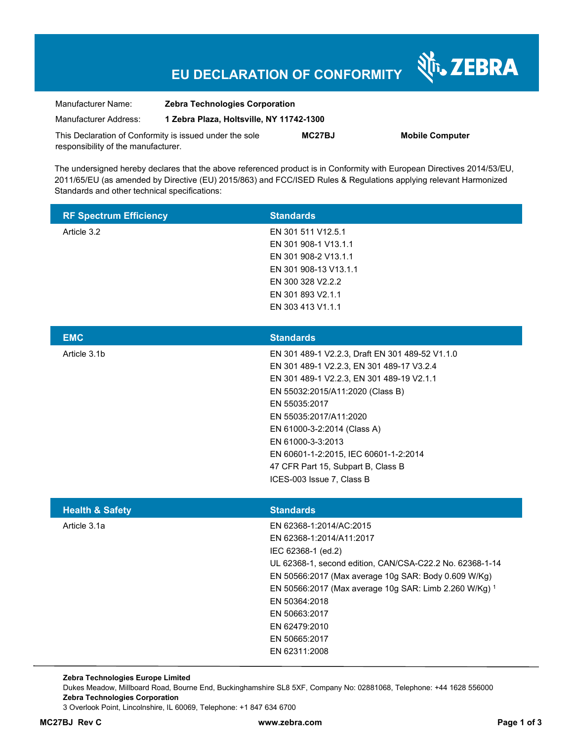# EU DECLARATION OF CONFORMITY

ZEBRA

| | |
|---|---|
| Manufacturer Name: | **Zebra Technologies Corporation** |
| Manufacturer Address: | **1 Zebra Plaza, Holtsville, NY 11742-1300** |

This Declaration of Conformity is issued under the sole responsibility of the manufacturer. **MC27BJ** **Mobile Computer**

The undersigned hereby declares that the above referenced product is in Conformity with European Directives 2014/53/EU, 2011/65/EU (as amended by Directive (EU) 2015/863) and FCC/ISED Rules & Regulations applying relevant Harmonized Standards and other technical specifications:

| RF Spectrum Efficiency | Standards |
|---|---|
| Article 3.2 | EN 301 511 V12.5.1 |
| | EN 301 908-1 V13.1.1 |
| | EN 301 908-2 V13.1.1 |
| | EN 301 908-13 V13.1.1 |
| | EN 300 328 V2.2.2 |
| | EN 301 893 V2.1.1 |
| | EN 303 413 V1.1.1 |

| EMC | Standards |
|---|---|
| Article 3.1b | EN 301 489-1 V2.2.3, Draft EN 301 489-52 V1.1.0 |
| | EN 301 489-1 V2.2.3, EN 301 489-17 V3.2.4 |
| | EN 301 489-1 V2.2.3, EN 301 489-19 V2.1.1 |
| | EN 55032:2015/A11:2020 (Class B) |
| | EN 55035:2017 |
| | EN 55035:2017/A11:2020 |
| | EN 61000-3-2:2014 (Class A) |
| | EN 61000-3-3:2013 |
| | EN 60601-1-2:2015, IEC 60601-1-2:2014 |
| | 47 CFR Part 15, Subpart B, Class B |
| | ICES-003 Issue 7, Class B |

| Health & Safety | Standards |
|---|---|
| Article 3.1a | EN 62368-1:2014/AC:2015 |
| | EN 62368-1:2014/A11:2017 |
| | IEC 62368-1 (ed.2) |
| | UL 62368-1, second edition, CAN/CSA-C22.2 No. 62368-1-14 |
| | EN 50566:2017 (Max average 10g SAR: Body 0.609 W/Kg) |
| | EN 50566:2017 (Max average 10g SAR: Limb 2.260 W/Kg) [1] |
| | EN 50364:2018 |
| | EN 50663:2017 |
| | EN 62479:2010 |
| | EN 50665:2017 |
| | EN 62311:2008 |

**Zebra Technologies Europe Limited**
Dukes Meadow, Millboard Road, Bourne End, Buckinghamshire SL8 5XF, Company No: 02881068, Telephone: +44 1628 556000
**Zebra Technologies Corporation**
3 Overlook Point, Lincolnshire, IL 60069, Telephone: +1 847 634 6700

**MC27BJ Rev C** **www.zebra.com**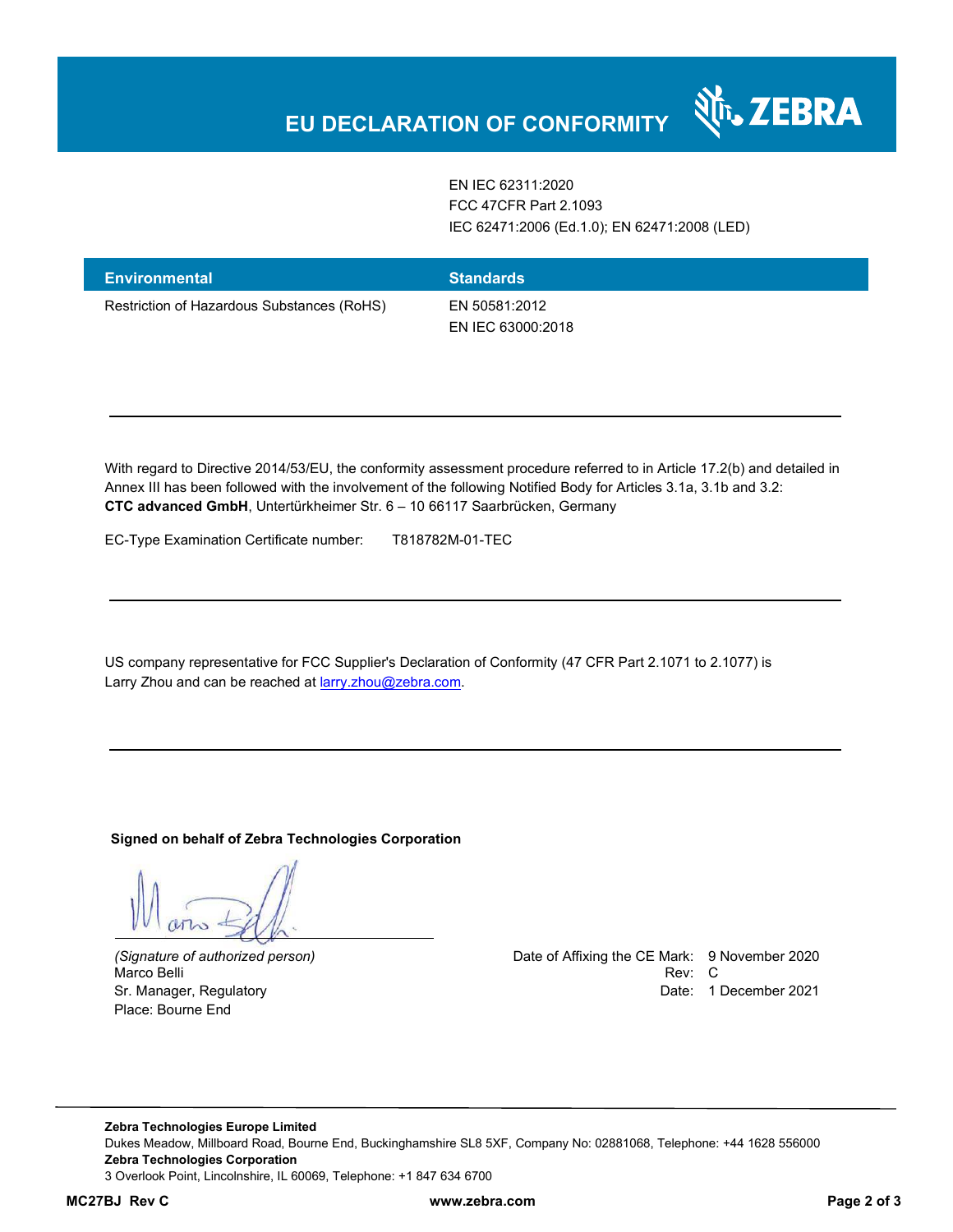# EU DECLARATION OF CONFORMITY

| | |
|---|---|
| | EN IEC 62311:2020<br>FCC 47CFR Part 2.1093<br>IEC 62471:2006 (Ed.1.0); EN 62471:2008 (LED) |

| Environmental | Standards |
|---|---|
| Restriction of Hazardous Substances (RoHS) | EN 50581:2012<br>EN IEC 63000:2018 |

---

With regard to Directive 2014/53/EU, the conformity assessment procedure referred to in Article 17.2(b) and detailed in Annex III has been followed with the involvement of the following Notified Body for Articles 3.1a, 3.1b and 3.2:
**CTC advanced GmbH**, Untertürkheimer Str. 6 – 10 66117 Saarbrücken, Germany

EC-Type Examination Certificate number: T818782M-01-TEC

---

US company representative for FCC Supplier's Declaration of Conformity (47 CFR Part 2.1071 to 2.1077) is Larry Zhou and can be reached at larry.zhou@zebra.com.

---

**Signed on behalf of Zebra Technologies Corporation**

*(Signature of authorized person)*
Marco Belli
Sr. Manager, Regulatory
Place: Bourne End

Date of Affixing the CE Mark: 9 November 2020
Rev: C
Date: 1 December 2021

**Zebra Technologies Europe Limited**
Dukes Meadow, Millboard Road, Bourne End, Buckinghamshire SL8 5XF, Company No: 02881068, Telephone: +44 1628 556000
**Zebra Technologies Corporation**
3 Overlook Point, Lincolnshire, IL 60069, Telephone: +1 847 634 6700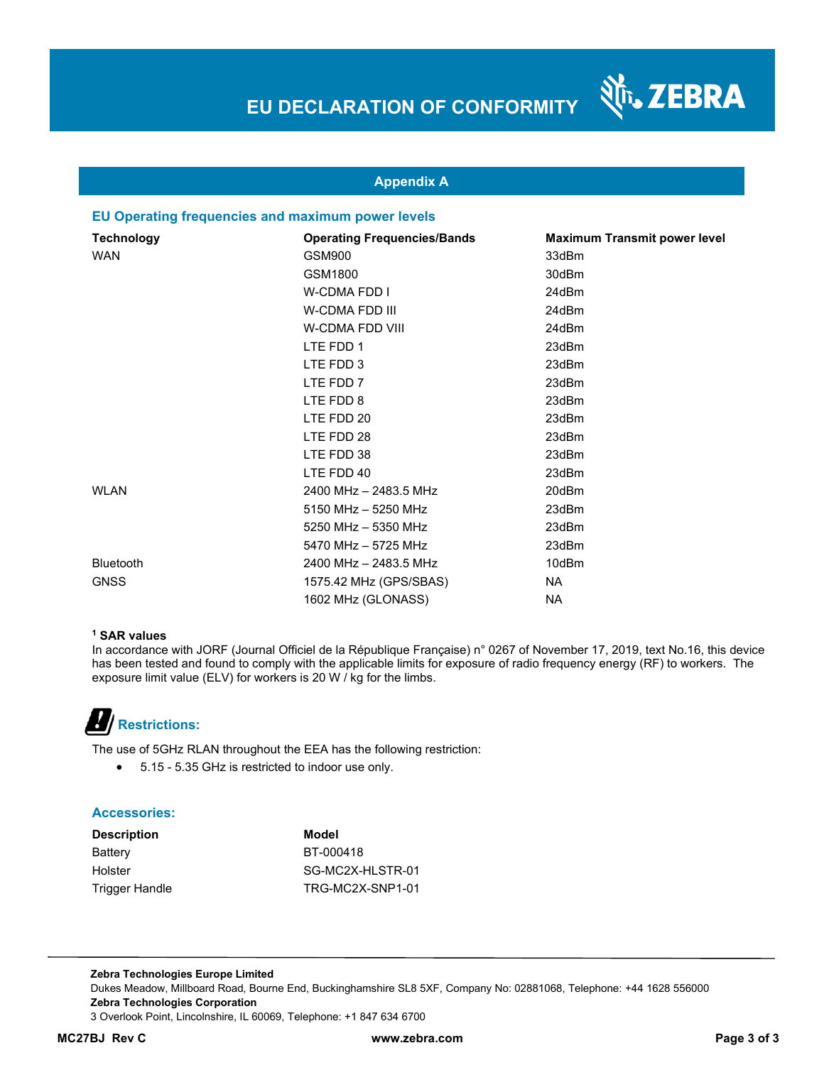# EU DECLARATION OF CONFORMITY

## Appendix A

### EU Operating frequencies and maximum power levels

| Technology | Operating Frequencies/Bands | Maximum Transmit power level |
|---|---|---|
| WAN | GSM900 | 33dBm |
| | GSM1800 | 30dBm |
| | W-CDMA FDD I | 24dBm |
| | W-CDMA FDD III | 24dBm |
| | W-CDMA FDD VIII | 24dBm |
| | LTE FDD 1 | 23dBm |
| | LTE FDD 3 | 23dBm |
| | LTE FDD 7 | 23dBm |
| | LTE FDD 8 | 23dBm |
| | LTE FDD 20 | 23dBm |
| | LTE FDD 28 | 23dBm |
| | LTE FDD 38 | 23dBm |
| | LTE FDD 40 | 23dBm |
| WLAN | 2400 MHz – 2483.5 MHz | 20dBm |
| | 5150 MHz – 5250 MHz | 23dBm |
| | 5250 MHz – 5350 MHz | 23dBm |
| | 5470 MHz – 5725 MHz | 23dBm |
| Bluetooth | 2400 MHz – 2483.5 MHz | 10dBm |
| GNSS | 1575.42 MHz (GPS/SBAS) | NA |
| | 1602 MHz (GLONASS) | NA |

**[1] SAR values**

In accordance with JORF (Journal Officiel de la République Française) n° 0267 of November 17, 2019, text No.16, this device has been tested and found to comply with the applicable limits for exposure of radio frequency energy (RF) to workers. The exposure limit value (ELV) for workers is 20 W / kg for the limbs.

### Restrictions:

The use of 5GHz RLAN throughout the EEA has the following restriction:

- 5.15 - 5.35 GHz is restricted to indoor use only.

### Accessories:

| Description | Model |
|---|---|
| Battery | BT-000418 |
| Holster | SG-MC2X-HLSTR-01 |
| Trigger Handle | TRG-MC2X-SNP1-01 |

**Zebra Technologies Europe Limited**
Dukes Meadow, Millboard Road, Bourne End, Buckinghamshire SL8 5XF, Company No: 02881068, Telephone: +44 1628 556000
**Zebra Technologies Corporation**
3 Overlook Point, Lincolnshire, IL 60069, Telephone: +1 847 634 6700

**MC27BJ Rev C** **www.zebra.com**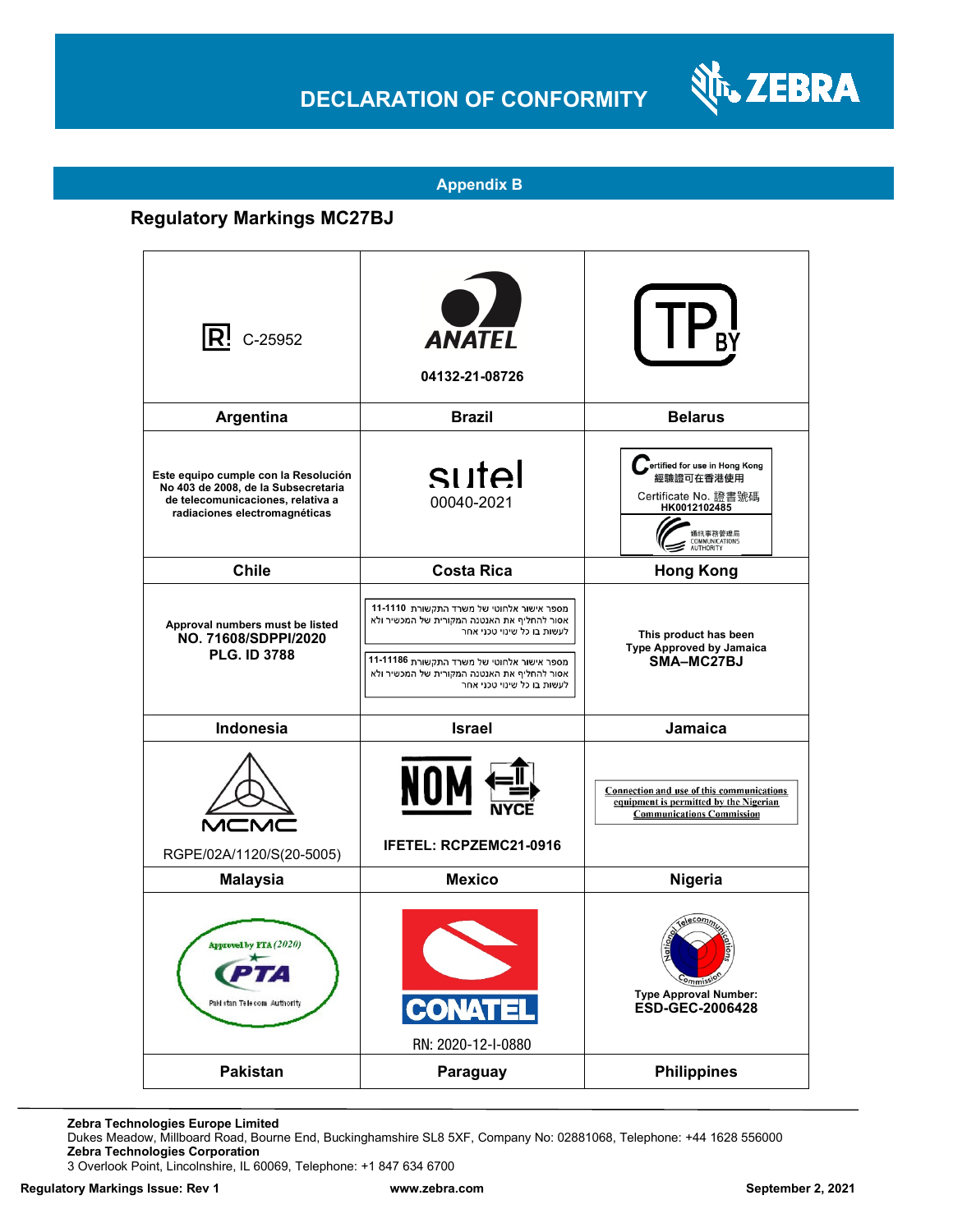# DECLARATION OF CONFORMITY

## Appendix B

### Regulatory Markings MC27BJ

| | | |
|---|---|---|
| C-25952 | ANATEL 04132-21-08726 | TP BY |
| **Argentina** | **Brazil** | **Belarus** |
| **Este equipo cumple con la Resolución No 403 de 2008, de la Subsecretaria de telecomunicaciones, relativa a radiaciones electromagnéticas** | sutel 00040-2021 | Certified for use in Hong Kong 經驗證可在香港使用 Certificate No. 證書號碼 HK0012102485 通訊事務管理局 COMMUNICATIONS AUTHORITY |
| **Chile** | **Costa Rica** | **Hong Kong** |
| **Approval numbers must be listed NO. 71608/SDPPI/2020 PLG. ID 3788** | מספר אישור אלחוטי של משרד התקשורת 11-1110 אסור להחליף את האנטנה המקורית של המכשיר ולא לעשות בו כל שינוי טכני אחר<br>מספר אישור אלחוטי של משרד התקשורת 11-11186 אסור להחליף את האנטנה המקורית של המכשיר ולא לעשות בו כל שינוי טכני אחר | **This product has been Type Approved by Jamaica SMA–MC27BJ** |
| **Indonesia** | **Israel** | **Jamaica** |
| MCMC RGPE/02A/1120/S(20-5005) | NOM NYCE **IFETEL: RCPZEMC21-0916** | Connection and use of this communications equipment is permitted by the Nigerian Communications Commission |
| **Malaysia** | **Mexico** | **Nigeria** |
| Approved by PTA (2020) PTA Pakistan Telecom Authority | CONATEL RN: 2020-12-I-0880 | National Telecommunications Commission **Type Approval Number: ESD-GEC-2006428** |
| **Pakistan** | **Paraguay** | **Philippines** |

**Zebra Technologies Europe Limited**
Dukes Meadow, Millboard Road, Bourne End, Buckinghamshire SL8 5XF, Company No: 02881068, Telephone: +44 1628 556000
**Zebra Technologies Corporation**
3 Overlook Point, Lincolnshire, IL 60069, Telephone: +1 847 634 6700

**Regulatory Markings Issue: Rev 1** **www.zebra.com** **September 2, 2021**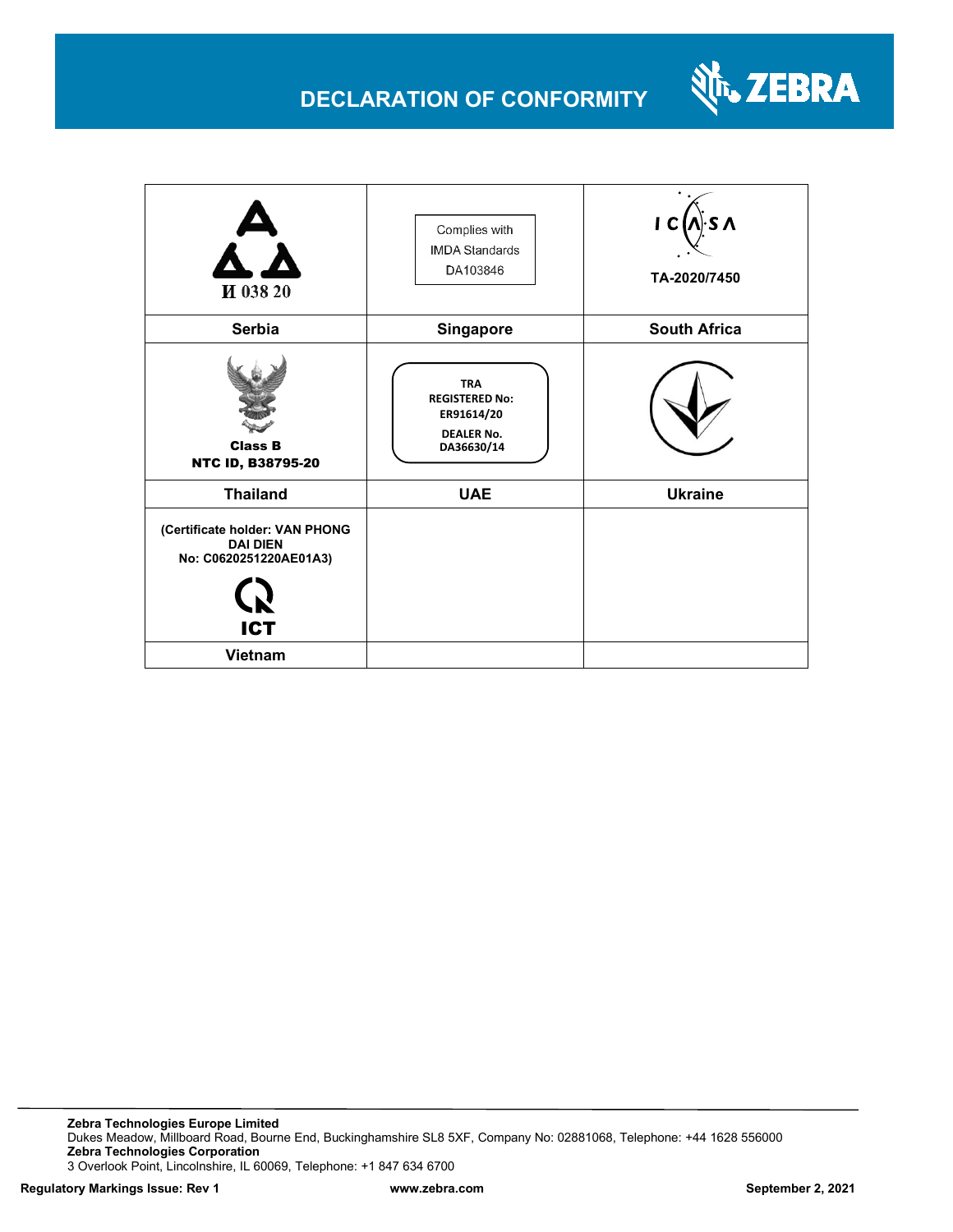# DECLARATION OF CONFORMITY

| | | |
|---|---|---|
| И 038 20 | Complies with IMDA Standards DA103846 | TA-2020/7450 |
| **Serbia** | **Singapore** | **South Africa** |
| **Class B**<br>**NTC ID, B38795-20** | **TRA**<br>**REGISTERED No:**<br>**ER91614/20**<br>**DEALER No.**<br>**DA36630/14** | |
| **Thailand** | **UAE** | **Ukraine** |
| **(Certificate holder: VAN PHONG DAI DIEN No: C0620251220AE01A3)**<br>**ICT** | | |
| **Vietnam** | | |

**Zebra Technologies Europe Limited**
Dukes Meadow, Millboard Road, Bourne End, Buckinghamshire SL8 5XF, Company No: 02881068, Telephone: +44 1628 556000
**Zebra Technologies Corporation**
3 Overlook Point, Lincolnshire, IL 60069, Telephone: +1 847 634 6700

**Regulatory Markings Issue: Rev 1** **www.zebra.com** **September 2, 2021**